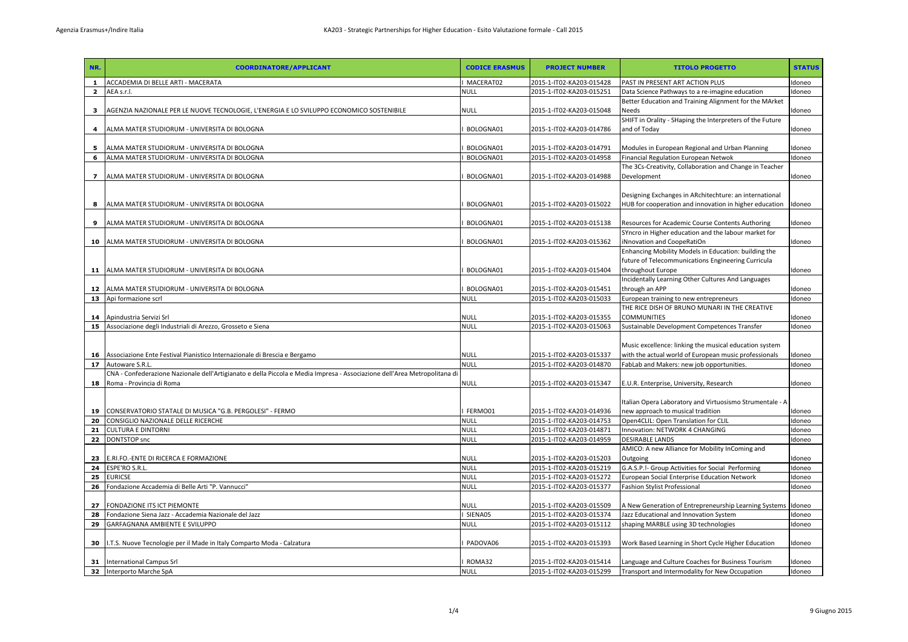| NR. | COORDINATORE/APPLICANT | CODICE ERASMUS | PROJECT NUMBER | TITOLO PROGETTO | STATUS |
|---|---|---|---|---|---|
| 1 | ACCADEMIA DI BELLE ARTI - MACERATA | I MACERAT02 | 2015-1-IT02-KA203-015428 | PAST IN PRESENT ART ACTION PLUS | Idoneo |
| 2 | AEA s.r.l. | NULL | 2015-1-IT02-KA203-015251 | Data Science Pathways to a re-imagine education | Idoneo |
| 3 | AGENZIA NAZIONALE PER LE NUOVE TECNOLOGIE, L'ENERGIA E LO SVILUPPO ECONOMICO SOSTENIBILE | NULL | 2015-1-IT02-KA203-015048 | Better Education and Training Alignment for the MArket Needs | Idoneo |
| 4 | ALMA MATER STUDIORUM - UNIVERSITA DI BOLOGNA | I BOLOGNA01 | 2015-1-IT02-KA203-014786 | SHIFT in Orality - SHaping the Interpreters of the Future and of Today | Idoneo |
| 5 | ALMA MATER STUDIORUM - UNIVERSITA DI BOLOGNA | I BOLOGNA01 | 2015-1-IT02-KA203-014791 | Modules in European Regional and Urban Planning | Idoneo |
| 6 | ALMA MATER STUDIORUM - UNIVERSITA DI BOLOGNA | I BOLOGNA01 | 2015-1-IT02-KA203-014958 | Financial Regulation European Netwok | Idoneo |
| 7 | ALMA MATER STUDIORUM - UNIVERSITA DI BOLOGNA | I BOLOGNA01 | 2015-1-IT02-KA203-014988 | The 3Cs-Creativity, Collaboration and Change in Teacher Development | Idoneo |
| 8 | ALMA MATER STUDIORUM - UNIVERSITA DI BOLOGNA | I BOLOGNA01 | 2015-1-IT02-KA203-015022 | Designing Exchanges in ARchitechture: an international HUB for cooperation and innovation in higher education | Idoneo |
| 9 | ALMA MATER STUDIORUM - UNIVERSITA DI BOLOGNA | I BOLOGNA01 | 2015-1-IT02-KA203-015138 | Resources for Academic Course Contents Authoring | Idoneo |
| 10 | ALMA MATER STUDIORUM - UNIVERSITA DI BOLOGNA | I BOLOGNA01 | 2015-1-IT02-KA203-015362 | SYncro in Higher education and the labour market for iNnovation and CoopeRatiOn | Idoneo |
| 11 | ALMA MATER STUDIORUM - UNIVERSITA DI BOLOGNA | I BOLOGNA01 | 2015-1-IT02-KA203-015404 | Enhancing Mobility Models in Education: building the future of Telecommunications Engineering Curricula throughout Europe | Idoneo |
| 12 | ALMA MATER STUDIORUM - UNIVERSITA DI BOLOGNA | I BOLOGNA01 | 2015-1-IT02-KA203-015451 | Incidentally Learning Other Cultures And Languages through an APP | Idoneo |
| 13 | Api formazione scrl | NULL | 2015-1-IT02-KA203-015033 | European training to new entrepreneurs | Idoneo |
| 14 | Apindustria Servizi Srl | NULL | 2015-1-IT02-KA203-015355 | THE RICE DISH OF BRUNO MUNARI IN THE CREATIVE COMMUNITIES | Idoneo |
| 15 | Associazione degli Industriali di Arezzo, Grosseto e Siena | NULL | 2015-1-IT02-KA203-015063 | Sustainable Development Competences Transfer | Idoneo |
| 16 | Associazione Ente Festival Pianistico Internazionale di Brescia e Bergamo | NULL | 2015-1-IT02-KA203-015337 | Music excellence: linking the musical education system with the actual world of European music professionals | Idoneo |
| 17 | Autoware S.R.L. | NULL | 2015-1-IT02-KA203-014870 | FabLab and Makers: new job opportunities. | Idoneo |
| 18 | CNA - Confederazione Nazionale dell'Artigianato e della Piccola e Media Impresa - Associazione dell'Area Metropolitana di Roma - Provincia di Roma | NULL | 2015-1-IT02-KA203-015347 | E.U.R. Enterprise, University, Research | Idoneo |
| 19 | CONSERVATORIO STATALE DI MUSICA "G.B. PERGOLESI" - FERMO | I FERMO01 | 2015-1-IT02-KA203-014936 | Italian Opera Laboratory and Virtuosismo Strumentale - A new approach to musical tradition | Idoneo |
| 20 | CONSIGLIO NAZIONALE DELLE RICERCHE | NULL | 2015-1-IT02-KA203-014753 | Open4CLIL: Open Translation for CLIL | Idoneo |
| 21 | CULTURA E DINTORNI | NULL | 2015-1-IT02-KA203-014871 | Innovation: NETWORK 4 CHANGING | Idoneo |
| 22 | DONTSTOP snc | NULL | 2015-1-IT02-KA203-014959 | DESIRABLE LANDS | Idoneo |
| 23 | E.RI.FO.-ENTE DI RICERCA E FORMAZIONE | NULL | 2015-1-IT02-KA203-015203 | AMICO: A new Alliance for Mobility InComing and Outgoing | Idoneo |
| 24 | ESPE'RO S.R.L. | NULL | 2015-1-IT02-KA203-015219 | G.A.S.P.!- Group Activities for Social Performing | Idoneo |
| 25 | EURICSE | NULL | 2015-1-IT02-KA203-015272 | European Social Enterprise Education Network | Idoneo |
| 26 | Fondazione Accademia di Belle Arti "P. Vannucci" | NULL | 2015-1-IT02-KA203-015377 | Fashion Stylist Professional | Idoneo |
| 27 | FONDAZIONE ITS ICT PIEMONTE | NULL | 2015-1-IT02-KA203-015509 | A New Generation of Entrepreneurship Learning Systems | Idoneo |
| 28 | Fondazione Siena Jazz - Accademia Nazionale del Jazz | I SIENA05 | 2015-1-IT02-KA203-015374 | Jazz Educational and Innovation System | Idoneo |
| 29 | GARFAGNANA AMBIENTE E SVILUPPO | NULL | 2015-1-IT02-KA203-015112 | shaping MARBLE using 3D technologies | Idoneo |
| 30 | I.T.S. Nuove Tecnologie per il Made in Italy Comparto Moda - Calzatura | I PADOVA06 | 2015-1-IT02-KA203-015393 | Work Based Learning in Short Cycle Higher Education | Idoneo |
| 31 | International Campus Srl | I ROMA32 | 2015-1-IT02-KA203-015414 | Language and Culture Coaches for Business Tourism | Idoneo |
| 32 | Interporto Marche SpA | NULL | 2015-1-IT02-KA203-015299 | Transport and Intermodality for New Occupation | Idoneo |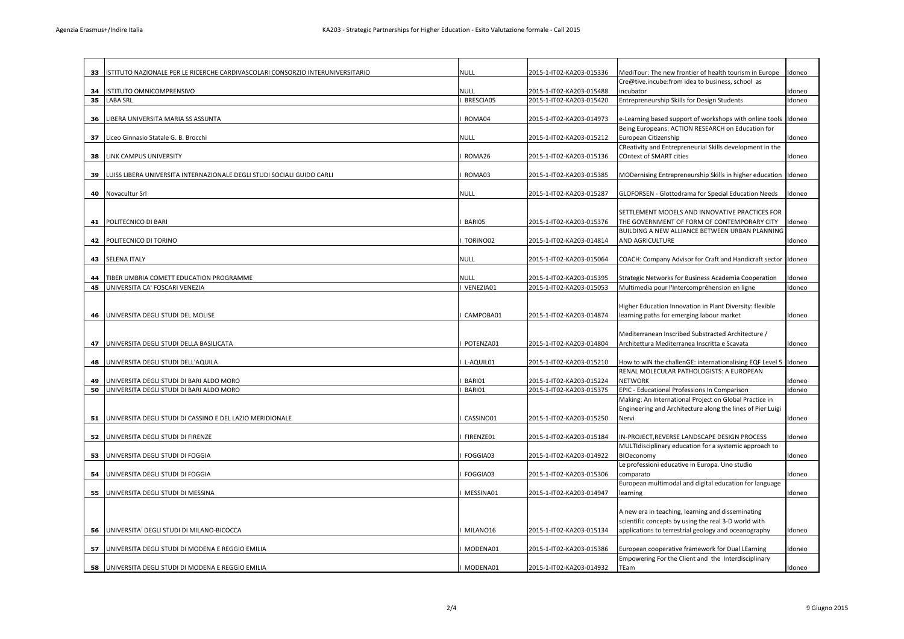| | | | | | |
|---|---|---|---|---|---|
| 33 | ISTITUTO NAZIONALE PER LE RICERCHE CARDIVASCOLARI CONSORZIO INTERUNIVERSITARIO | NULL | 2015-1-IT02-KA203-015336 | MediTour: The new frontier of health tourism in Europe | Idoneo |
| 34 | ISTITUTO OMNICOMPRENSIVO | NULL | 2015-1-IT02-KA203-015488 | Cre@tive.incube:from idea to business, school as incubator | Idoneo |
| 35 | LABA SRL | I BRESCIA05 | 2015-1-IT02-KA203-015420 | Entrepreneurship Skills for Design Students | Idoneo |
| 36 | LIBERA UNIVERSITA MARIA SS ASSUNTA | I ROMA04 | 2015-1-IT02-KA203-014973 | e-Learning based support of workshops with online tools | Idoneo |
| 37 | Liceo Ginnasio Statale G. B. Brocchi | NULL | 2015-1-IT02-KA203-015212 | Being Europeans: ACTION RESEARCH on Education for European Citizenship | Idoneo |
| 38 | LINK CAMPUS UNIVERSITY | I ROMA26 | 2015-1-IT02-KA203-015136 | CReativity and Entrepreneurial Skills development in the COntext of SMART cities | Idoneo |
| 39 | LUISS LIBERA UNIVERSITA INTERNAZIONALE DEGLI STUDI SOCIALI GUIDO CARLI | I ROMA03 | 2015-1-IT02-KA203-015385 | MODernising Entrepreneurship Skills in higher education | Idoneo |
| 40 | Novacultur Srl | NULL | 2015-1-IT02-KA203-015287 | GLOFORSEN - Glottodrama for Special Education Needs | Idoneo |
| 41 | POLITECNICO DI BARI | I BARI05 | 2015-1-IT02-KA203-015376 | SETTLEMENT MODELS AND INNOVATIVE PRACTICES FOR THE GOVERNMENT OF FORM OF CONTEMPORARY CITY | Idoneo |
| 42 | POLITECNICO DI TORINO | I TORINO02 | 2015-1-IT02-KA203-014814 | BUILDING A NEW ALLIANCE BETWEEN URBAN PLANNING AND AGRICULTURE | Idoneo |
| 43 | SELENA ITALY | NULL | 2015-1-IT02-KA203-015064 | COACH: Company Advisor for Craft and Handicraft sector | Idoneo |
| 44 | TIBER UMBRIA COMETT EDUCATION PROGRAMME | NULL | 2015-1-IT02-KA203-015395 | Strategic Networks for Business Academia Cooperation | Idoneo |
| 45 | UNIVERSITA CA' FOSCARI VENEZIA | I VENEZIA01 | 2015-1-IT02-KA203-015053 | Multimedia pour l'Intercompréhension en ligne | Idoneo |
| 46 | UNIVERSITA DEGLI STUDI DEL MOLISE | I CAMPOBA01 | 2015-1-IT02-KA203-014874 | Higher Education Innovation in Plant Diversity: flexible learning paths for emerging labour market | Idoneo |
| 47 | UNIVERSITA DEGLI STUDI DELLA BASILICATA | I POTENZA01 | 2015-1-IT02-KA203-014804 | Mediterranean Inscribed Substracted Architecture / Architettura Mediterranea Inscritta e Scavata | Idoneo |
| 48 | UNIVERSITA DEGLI STUDI DELL'AQUILA | I L-AQUIL01 | 2015-1-IT02-KA203-015210 | How to wIN the challenGE: internationalising EQF Level 5 | Idoneo |
| 49 | UNIVERSITA DEGLI STUDI DI BARI ALDO MORO | I BARI01 | 2015-1-IT02-KA203-015224 | RENAL MOLECULAR PATHOLOGISTS: A EUROPEAN NETWORK | Idoneo |
| 50 | UNIVERSITA DEGLI STUDI DI BARI ALDO MORO | I BARI01 | 2015-1-IT02-KA203-015375 | EPIC - Educational Professions In Comparison | Idoneo |
| 51 | UNIVERSITA DEGLI STUDI DI CASSINO E DEL LAZIO MERIDIONALE | I CASSINO01 | 2015-1-IT02-KA203-015250 | Making: An International Project on Global Practice in Engineering and Architecture along the lines of Pier Luigi Nervi | Idoneo |
| 52 | UNIVERSITA DEGLI STUDI DI FIRENZE | I FIRENZE01 | 2015-1-IT02-KA203-015184 | IN-PROJECT,REVERSE LANDSCAPE DESIGN PROCESS | Idoneo |
| 53 | UNIVERSITA DEGLI STUDI DI FOGGIA | I FOGGIA03 | 2015-1-IT02-KA203-014922 | MULTIdisciplinary education for a systemic approach to BIOeconomy | Idoneo |
| 54 | UNIVERSITA DEGLI STUDI DI FOGGIA | I FOGGIA03 | 2015-1-IT02-KA203-015306 | Le professioni educative in Europa. Uno studio comparato | Idoneo |
| 55 | UNIVERSITA DEGLI STUDI DI MESSINA | I MESSINA01 | 2015-1-IT02-KA203-014947 | European multimodal and digital education for language learning | Idoneo |
| 56 | UNIVERSITA' DEGLI STUDI DI MILANO-BICOCCA | I MILANO16 | 2015-1-IT02-KA203-015134 | A new era in teaching, learning and disseminating scientific concepts by using the real 3-D world with applications to terrestrial geology and oceanography | Idoneo |
| 57 | UNIVERSITA DEGLI STUDI DI MODENA E REGGIO EMILIA | I MODENA01 | 2015-1-IT02-KA203-015386 | European cooperative framework for Dual LEarning | Idoneo |
| 58 | UNIVERSITA DEGLI STUDI DI MODENA E REGGIO EMILIA | I MODENA01 | 2015-1-IT02-KA203-014932 | Empowering For the Client and the Interdisciplinary TEam | Idoneo |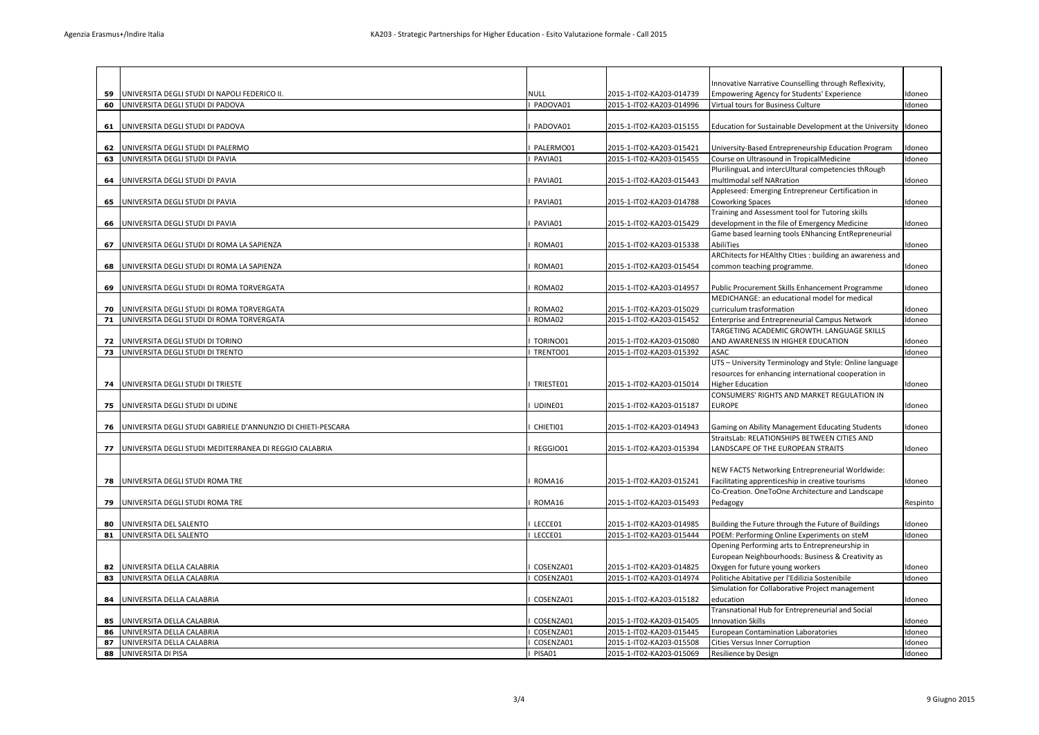| | | | | | |
|---|---|---|---|---|---|
| 59 | UNIVERSITA DEGLI STUDI DI NAPOLI FEDERICO II. | NULL | 2015-1-IT02-KA203-014739 | Innovative Narrative Counselling through Reflexivity, Empowering Agency for Students' Experience | Idoneo |
| 60 | UNIVERSITA DEGLI STUDI DI PADOVA | I PADOVA01 | 2015-1-IT02-KA203-014996 | Virtual tours for Business Culture | Idoneo |
| 61 | UNIVERSITA DEGLI STUDI DI PADOVA | I PADOVA01 | 2015-1-IT02-KA203-015155 | Education for Sustainable Development at the University | Idoneo |
| 62 | UNIVERSITA DEGLI STUDI DI PALERMO | I PALERMO01 | 2015-1-IT02-KA203-015421 | University-Based Entrepreneurship Education Program | Idoneo |
| 63 | UNIVERSITA DEGLI STUDI DI PAVIA | I PAVIA01 | 2015-1-IT02-KA203-015455 | Course on Ultrasound in TropicalMedicine | Idoneo |
| 64 | UNIVERSITA DEGLI STUDI DI PAVIA | I PAVIA01 | 2015-1-IT02-KA203-015443 | PlurilinguaL and intercUltural competencies thRough multImodal self NARration | Idoneo |
| 65 | UNIVERSITA DEGLI STUDI DI PAVIA | I PAVIA01 | 2015-1-IT02-KA203-014788 | Appleseed: Emerging Entrepreneur Certification in Coworking Spaces | Idoneo |
| 66 | UNIVERSITA DEGLI STUDI DI PAVIA | I PAVIA01 | 2015-1-IT02-KA203-015429 | Training and Assessment tool for Tutoring skills development in the file of Emergency Medicine | Idoneo |
| 67 | UNIVERSITA DEGLI STUDI DI ROMA LA SAPIENZA | I ROMA01 | 2015-1-IT02-KA203-015338 | Game based learning tools ENhancing EntRepreneurial AbiliTies | Idoneo |
| 68 | UNIVERSITA DEGLI STUDI DI ROMA LA SAPIENZA | I ROMA01 | 2015-1-IT02-KA203-015454 | ARChitects for HEAlthy CIties : building an awareness and common teaching programme. | Idoneo |
| 69 | UNIVERSITA DEGLI STUDI DI ROMA TORVERGATA | I ROMA02 | 2015-1-IT02-KA203-014957 | Public Procurement Skills Enhancement Programme | Idoneo |
| 70 | UNIVERSITA DEGLI STUDI DI ROMA TORVERGATA | I ROMA02 | 2015-1-IT02-KA203-015029 | MEDICHANGE: an educational model for medical curriculum trasformation | Idoneo |
| 71 | UNIVERSITA DEGLI STUDI DI ROMA TORVERGATA | I ROMA02 | 2015-1-IT02-KA203-015452 | Enterprise and Entrepreneurial Campus Network | Idoneo |
| 72 | UNIVERSITA DEGLI STUDI DI TORINO | I TORINO01 | 2015-1-IT02-KA203-015080 | TARGETING ACADEMIC GROWTH. LANGUAGE SKILLS AND AWARENESS IN HIGHER EDUCATION | Idoneo |
| 73 | UNIVERSITA DEGLI STUDI DI TRENTO | I TRENTO01 | 2015-1-IT02-KA203-015392 | ASAC | Idoneo |
| 74 | UNIVERSITA DEGLI STUDI DI TRIESTE | I TRIESTE01 | 2015-1-IT02-KA203-015014 | UTS – University Terminology and Style: Online language resources for enhancing international cooperation in Higher Education | Idoneo |
| 75 | UNIVERSITA DEGLI STUDI DI UDINE | I UDINE01 | 2015-1-IT02-KA203-015187 | CONSUMERS' RIGHTS AND MARKET REGULATION IN EUROPE | Idoneo |
| 76 | UNIVERSITA DEGLI STUDI GABRIELE D'ANNUNZIO DI CHIETI-PESCARA | I CHIETI01 | 2015-1-IT02-KA203-014943 | Gaming on Ability Management Educating Students | Idoneo |
| 77 | UNIVERSITA DEGLI STUDI MEDITERRANEA DI REGGIO CALABRIA | I REGGIO01 | 2015-1-IT02-KA203-015394 | StraitsLab: RELATIONSHIPS BETWEEN CITIES AND LANDSCAPE OF THE EUROPEAN STRAITS | Idoneo |
| 78 | UNIVERSITA DEGLI STUDI ROMA TRE | I ROMA16 | 2015-1-IT02-KA203-015241 | NEW FACTS Networking Entrepreneurial Worldwide: Facilitating apprenticeship in creative tourisms | Idoneo |
| 79 | UNIVERSITA DEGLI STUDI ROMA TRE | I ROMA16 | 2015-1-IT02-KA203-015493 | Co-Creation. OneToOne Architecture and Landscape Pedagogy | Respinto |
| 80 | UNIVERSITA DEL SALENTO | I LECCE01 | 2015-1-IT02-KA203-014985 | Building the Future through the Future of Buildings | Idoneo |
| 81 | UNIVERSITA DEL SALENTO | I LECCE01 | 2015-1-IT02-KA203-015444 | POEM: Performing Online Experiments on steM | Idoneo |
| 82 | UNIVERSITA DELLA CALABRIA | I COSENZA01 | 2015-1-IT02-KA203-014825 | Opening Performing arts to Entrepreneurship in European Neighbourhoods: Business & Creativity as Oxygen for future young workers | Idoneo |
| 83 | UNIVERSITA DELLA CALABRIA | I COSENZA01 | 2015-1-IT02-KA203-014974 | Politiche Abitative per l'Edilizia Sostenibile | Idoneo |
| 84 | UNIVERSITA DELLA CALABRIA | I COSENZA01 | 2015-1-IT02-KA203-015182 | Simulation for Collaborative Project management education | Idoneo |
| 85 | UNIVERSITA DELLA CALABRIA | I COSENZA01 | 2015-1-IT02-KA203-015405 | Transnational Hub for Entrepreneurial and Social Innovation Skills | Idoneo |
| 86 | UNIVERSITA DELLA CALABRIA | I COSENZA01 | 2015-1-IT02-KA203-015445 | European Contamination Laboratories | Idoneo |
| 87 | UNIVERSITA DELLA CALABRIA | I COSENZA01 | 2015-1-IT02-KA203-015508 | Cities Versus Inner Corruption | Idoneo |
| 88 | UNIVERSITA DI PISA | I PISA01 | 2015-1-IT02-KA203-015069 | Resilience by Design | Idoneo |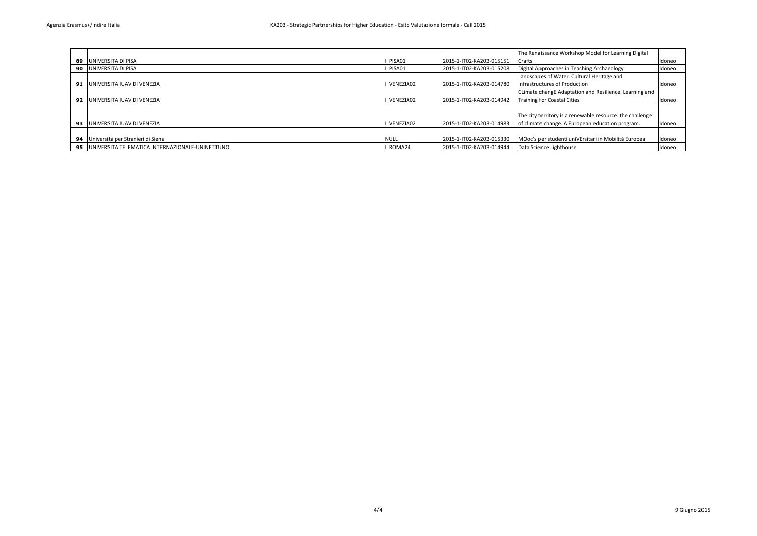| | | | | | |
|---|---|---|---|---|---|
| 89 | UNIVERSITA DI PISA | I PISA01 | 2015-1-IT02-KA203-015151 | The Renaissance Workshop Model for Learning Digital Crafts | Idoneo |
| 90 | UNIVERSITA DI PISA | I PISA01 | 2015-1-IT02-KA203-015208 | Digital Approaches in Teaching Archaeology | Idoneo |
| 91 | UNIVERSITA IUAV DI VENEZIA | I VENEZIA02 | 2015-1-IT02-KA203-014780 | Landscapes of Water. Cultural Heritage and Infrastructures of Production | Idoneo |
| 92 | UNIVERSITA IUAV DI VENEZIA | I VENEZIA02 | 2015-1-IT02-KA203-014942 | CLimate changE Adaptation and Resilience. Learning and Training for Coastal Cities | Idoneo |
| 93 | UNIVERSITA IUAV DI VENEZIA | I VENEZIA02 | 2015-1-IT02-KA203-014983 | The city territory is a renewable resource: the challenge of climate change. A European education program. | Idoneo |
| 94 | Università per Stranieri di Siena | NULL | 2015-1-IT02-KA203-015330 | MOoc's per studenti uniVErsitari in Mobilità Europea | Idoneo |
| 95 | UNIVERSITA TELEMATICA INTERNAZIONALE-UNINETTUNO | I ROMA24 | 2015-1-IT02-KA203-014944 | Data Science Lighthouse | Idoneo |

9 Giugno 2015